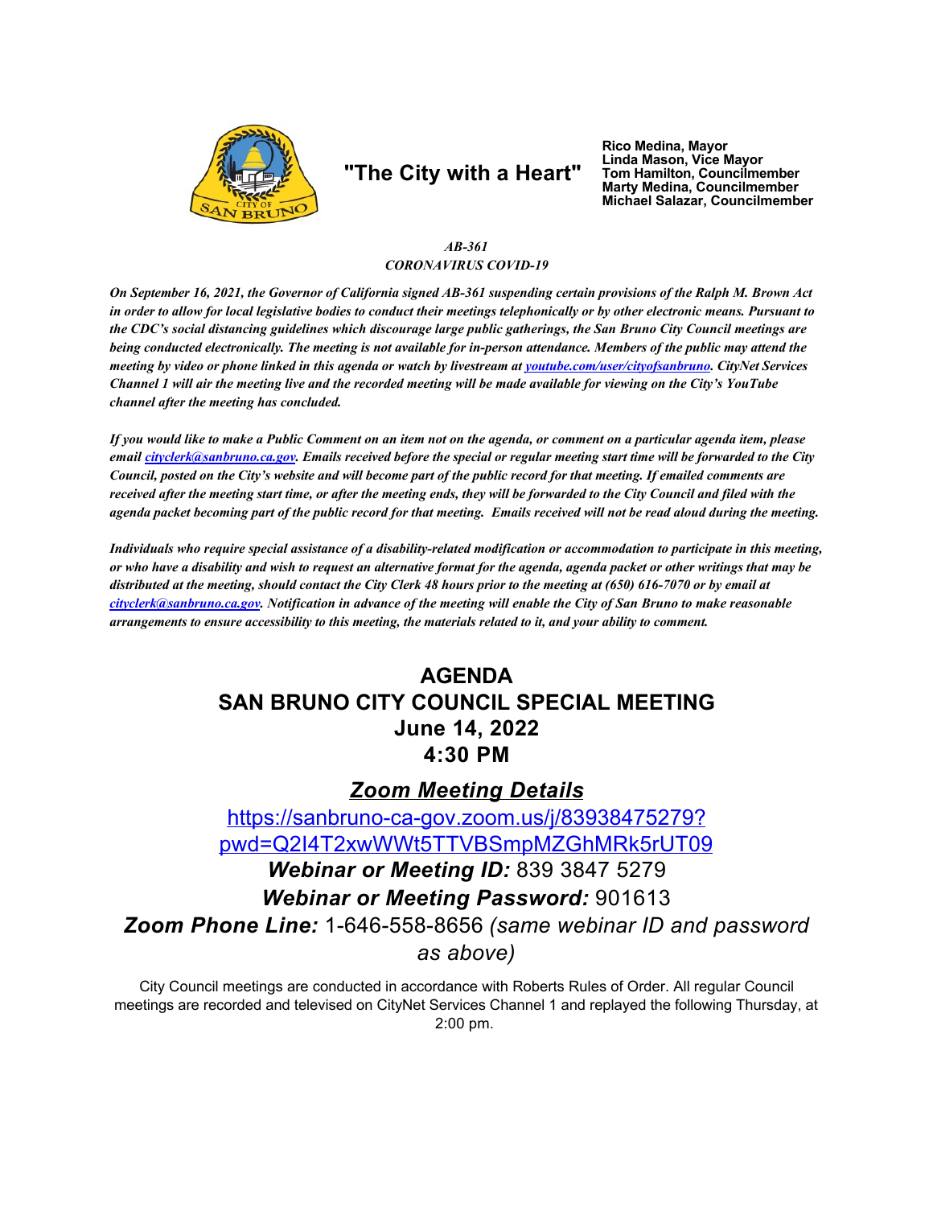"The City with a Heart"

**Rico Medina, Mayor**
**Linda Mason, Vice Mayor**
**Tom Hamilton, Councilmember**
**Marty Medina, Councilmember**
**Michael Salazar, Councilmember**

***AB-361***
***CORONAVIRUS COVID-19***

***On September 16, 2021, the Governor of California signed AB-361 suspending certain provisions of the Ralph M. Brown Act in order to allow for local legislative bodies to conduct their meetings telephonically or by other electronic means. Pursuant to the CDC's social distancing guidelines which discourage large public gatherings, the San Bruno City Council meetings are being conducted electronically. The meeting is not available for in-person attendance. Members of the public may attend the meeting by video or phone linked in this agenda or watch by livestream at [youtube.com/user/cityofsanbruno](youtube.com/user/cityofsanbruno). CityNet Services Channel 1 will air the meeting live and the recorded meeting will be made available for viewing on the City's YouTube channel after the meeting has concluded.***

***If you would like to make a Public Comment on an item not on the agenda, or comment on a particular agenda item, please email [cityclerk@sanbruno.ca.gov](mailto:cityclerk@sanbruno.ca.gov). Emails received before the special or regular meeting start time will be forwarded to the City Council, posted on the City's website and will become part of the public record for that meeting. If emailed comments are received after the meeting start time, or after the meeting ends, they will be forwarded to the City Council and filed with the agenda packet becoming part of the public record for that meeting. Emails received will not be read aloud during the meeting.***

***Individuals who require special assistance of a disability-related modification or accommodation to participate in this meeting, or who have a disability and wish to request an alternative format for the agenda, agenda packet or other writings that may be distributed at the meeting, should contact the City Clerk 48 hours prior to the meeting at (650) 616-7070 or by email at [cityclerk@sanbruno.ca.gov](mailto:cityclerk@sanbruno.ca.gov). Notification in advance of the meeting will enable the City of San Bruno to make reasonable arrangements to ensure accessibility to this meeting, the materials related to it, and your ability to comment.***

# AGENDA
# SAN BRUNO CITY COUNCIL SPECIAL MEETING
# June 14, 2022
# 4:30 PM

## ***Zoom Meeting Details***

[https://sanbruno-ca-gov.zoom.us/j/83938475279?pwd=Q2l4T2xwWWt5TTVBSmpMZGhMRk5rUT09](https://sanbruno-ca-gov.zoom.us/j/83938475279?pwd=Q2l4T2xwWWt5TTVBSmpMZGhMRk5rUT09)

***Webinar or Meeting ID:*** 839 3847 5279

***Webinar or Meeting Password:*** 901613

***Zoom Phone Line:*** 1-646-558-8656 *(same webinar ID and password as above)*

City Council meetings are conducted in accordance with Roberts Rules of Order. All regular Council meetings are recorded and televised on CityNet Services Channel 1 and replayed the following Thursday, at 2:00 pm.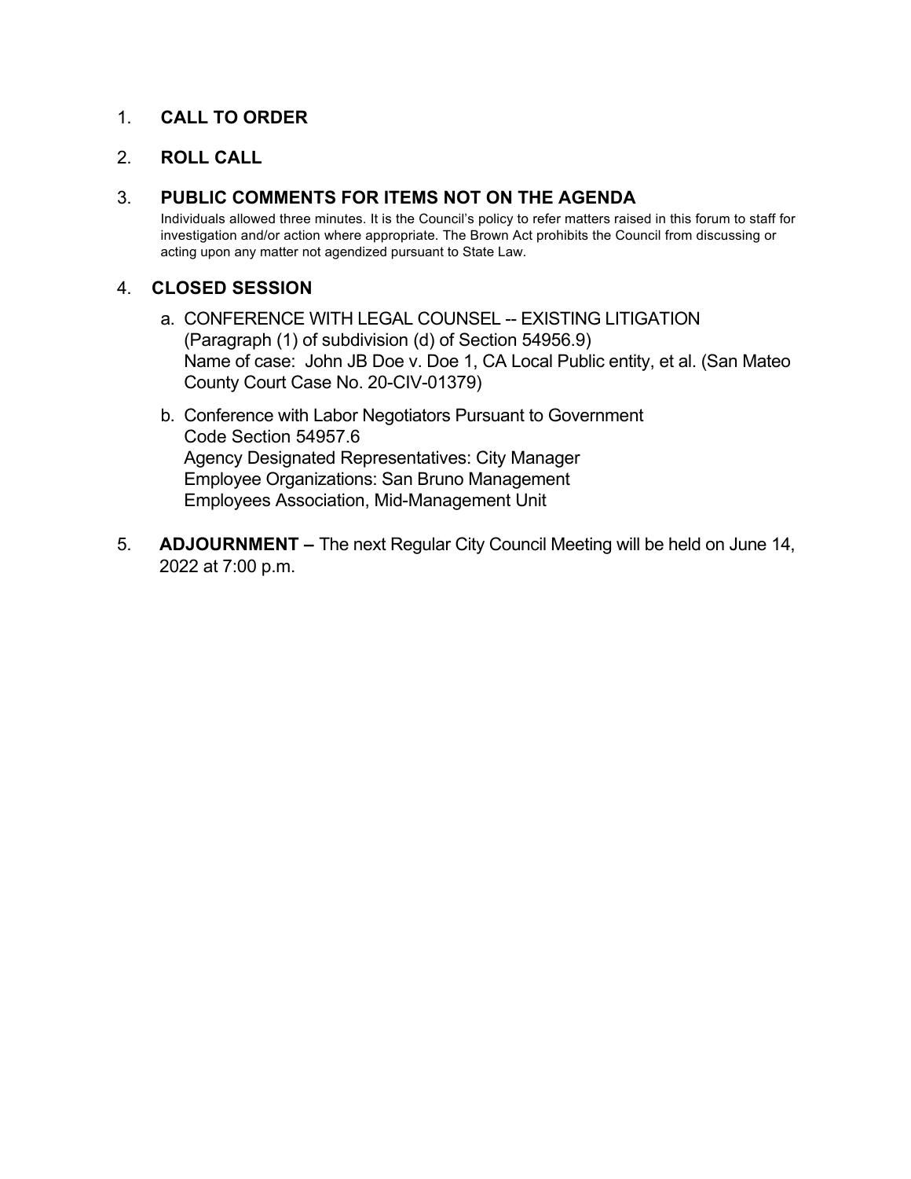1. **CALL TO ORDER**

2. **ROLL CALL**

3. **PUBLIC COMMENTS FOR ITEMS NOT ON THE AGENDA**
   Individuals allowed three minutes. It is the Council's policy to refer matters raised in this forum to staff for investigation and/or action where appropriate. The Brown Act prohibits the Council from discussing or acting upon any matter not agendized pursuant to State Law.

4. **CLOSED SESSION**

   a. CONFERENCE WITH LEGAL COUNSEL -- EXISTING LITIGATION
   (Paragraph (1) of subdivision (d) of Section 54956.9)
   Name of case: John JB Doe v. Doe 1, CA Local Public entity, et al. (San Mateo County Court Case No. 20-CIV-01379)

   b. Conference with Labor Negotiators Pursuant to Government Code Section 54957.6
   Agency Designated Representatives: City Manager
   Employee Organizations: San Bruno Management Employees Association, Mid-Management Unit

5. **ADJOURNMENT –** The next Regular City Council Meeting will be held on June 14, 2022 at 7:00 p.m.